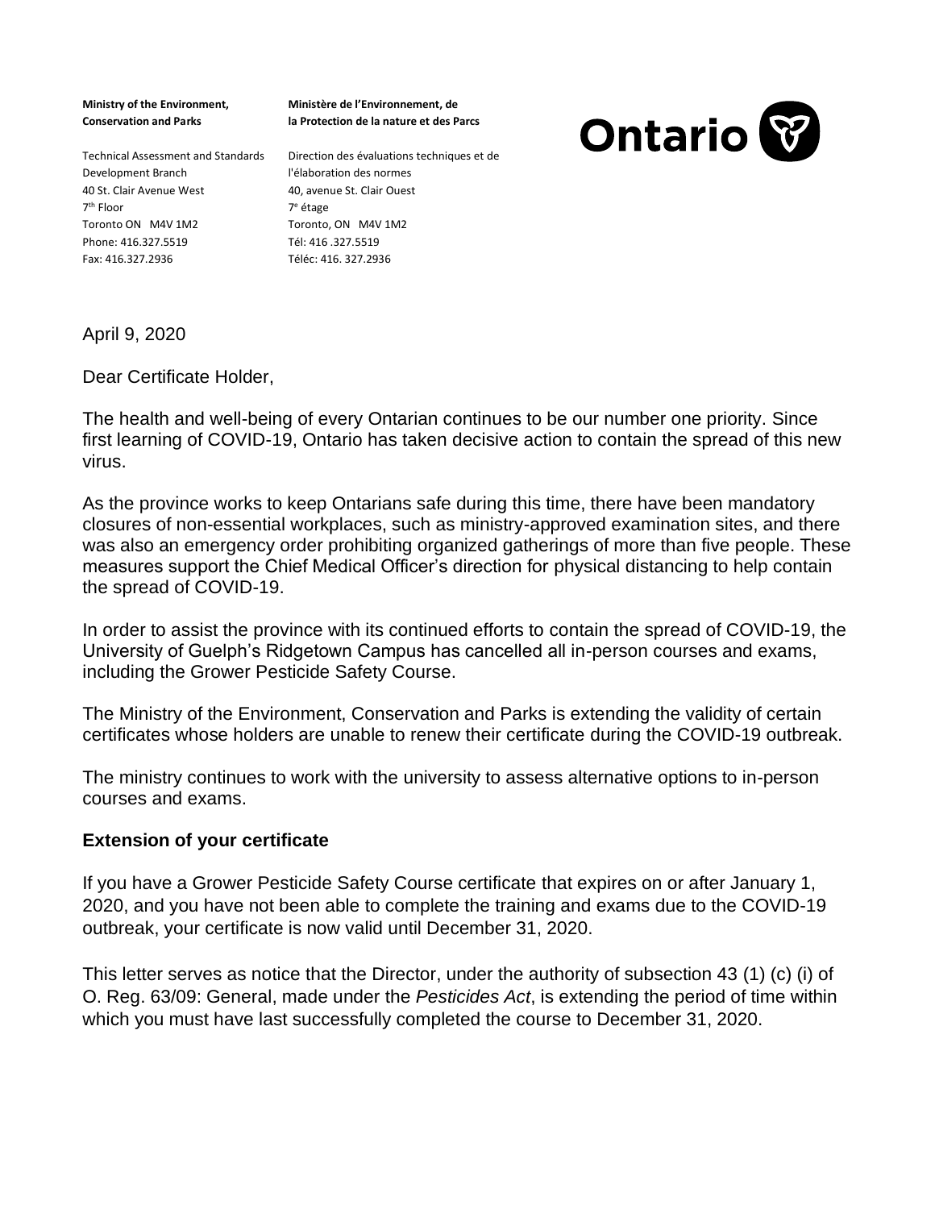**Ministry of the Environment, Conservation and Parks**

Technical Assessment and Standards Development Branch
40 St. Clair Avenue West
7th Floor
Toronto ON M4V 1M2
Phone: 416.327.5519
Fax: 416.327.2936

**Ministère de l'Environnement, de la Protection de la nature et des Parcs**

Direction des évaluations techniques et de l'élaboration des normes
40, avenue St. Clair Ouest
7e étage
Toronto, ON M4V 1M2
Tél: 416 .327.5519
Téléc: 416. 327.2936

Ontario

April 9, 2020

Dear Certificate Holder,

The health and well-being of every Ontarian continues to be our number one priority. Since first learning of COVID-19, Ontario has taken decisive action to contain the spread of this new virus.

As the province works to keep Ontarians safe during this time, there have been mandatory closures of non-essential workplaces, such as ministry-approved examination sites, and there was also an emergency order prohibiting organized gatherings of more than five people. These measures support the Chief Medical Officer's direction for physical distancing to help contain the spread of COVID-19.

In order to assist the province with its continued efforts to contain the spread of COVID-19, the University of Guelph's Ridgetown Campus has cancelled all in-person courses and exams, including the Grower Pesticide Safety Course.

The Ministry of the Environment, Conservation and Parks is extending the validity of certain certificates whose holders are unable to renew their certificate during the COVID-19 outbreak.

The ministry continues to work with the university to assess alternative options to in-person courses and exams.

### Extension of your certificate

If you have a Grower Pesticide Safety Course certificate that expires on or after January 1, 2020, and you have not been able to complete the training and exams due to the COVID-19 outbreak, your certificate is now valid until December 31, 2020.

This letter serves as notice that the Director, under the authority of subsection 43 (1) (c) (i) of O. Reg. 63/09: General, made under the *Pesticides Act*, is extending the period of time within which you must have last successfully completed the course to December 31, 2020.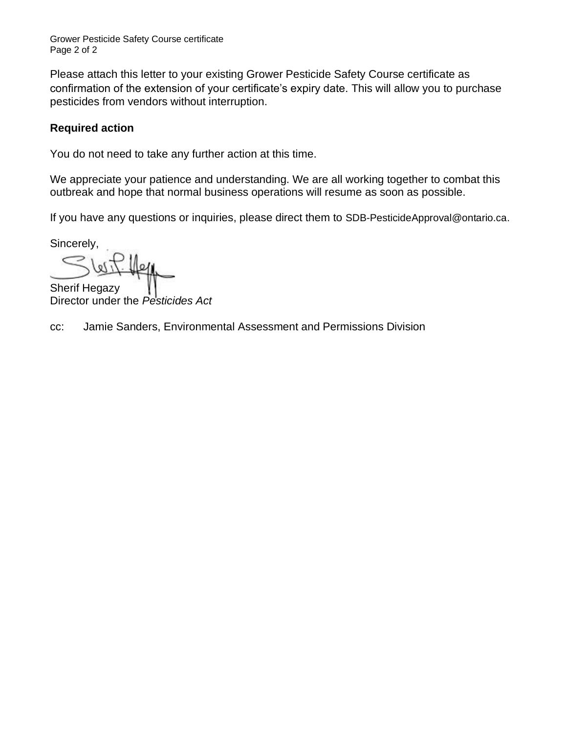Please attach this letter to your existing Grower Pesticide Safety Course certificate as confirmation of the extension of your certificate's expiry date. This will allow you to purchase pesticides from vendors without interruption.

**Required action**

You do not need to take any further action at this time.

We appreciate your patience and understanding. We are all working together to combat this outbreak and hope that normal business operations will resume as soon as possible.

If you have any questions or inquiries, please direct them to SDB-PesticideApproval@ontario.ca.

Sincerely,

Sherif Hegazy
Director under the *Pesticides Act*

cc: Jamie Sanders, Environmental Assessment and Permissions Division